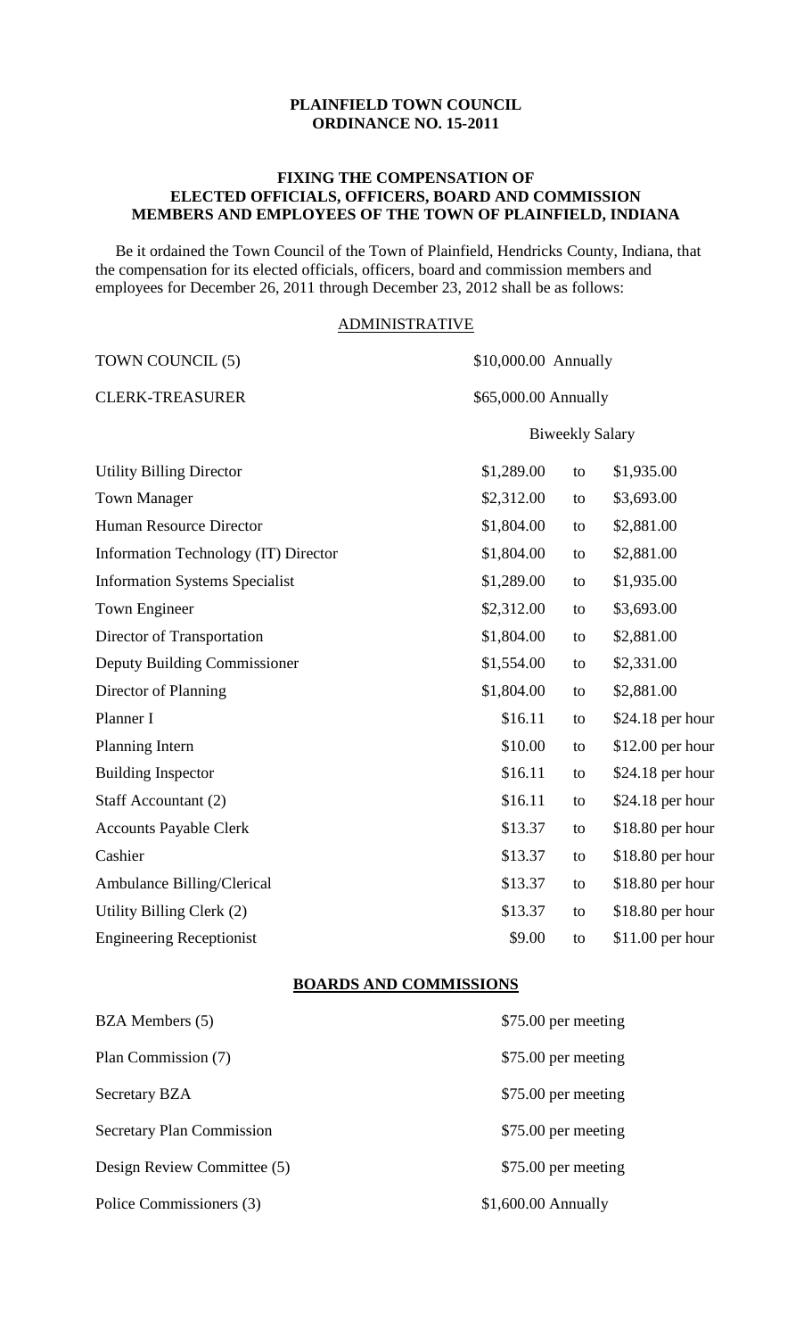# PLAINFIELD TOWN COUNCIL
# ORDINANCE NO. 15-2011

## FIXING THE COMPENSATION OF ELECTED OFFICIALS, OFFICERS, BOARD AND COMMISSION MEMBERS AND EMPLOYEES OF THE TOWN OF PLAINFIELD, INDIANA

Be it ordained the Town Council of the Town of Plainfield, Hendricks County, Indiana, that the compensation for its elected officials, officers, board and commission members and employees for December 26, 2011 through December 23, 2012 shall be as follows:

## ADMINISTRATIVE

| | | | |
|---|---|---|---|
| TOWN COUNCIL (5) | $10,000.00 Annually | | |
| CLERK-TREASURER | $65,000.00 Annually | | |
| | Biweekly Salary | | |
| Utility Billing Director | $1,289.00 | to | $1,935.00 |
| Town Manager | $2,312.00 | to | $3,693.00 |
| Human Resource Director | $1,804.00 | to | $2,881.00 |
| Information Technology (IT) Director | $1,804.00 | to | $2,881.00 |
| Information Systems Specialist | $1,289.00 | to | $1,935.00 |
| Town Engineer | $2,312.00 | to | $3,693.00 |
| Director of Transportation | $1,804.00 | to | $2,881.00 |
| Deputy Building Commissioner | $1,554.00 | to | $2,331.00 |
| Director of Planning | $1,804.00 | to | $2,881.00 |
| Planner I | $16.11 | to | $24.18 per hour |
| Planning Intern | $10.00 | to | $12.00 per hour |
| Building Inspector | $16.11 | to | $24.18 per hour |
| Staff Accountant (2) | $16.11 | to | $24.18 per hour |
| Accounts Payable Clerk | $13.37 | to | $18.80 per hour |
| Cashier | $13.37 | to | $18.80 per hour |
| Ambulance Billing/Clerical | $13.37 | to | $18.80 per hour |
| Utility Billing Clerk (2) | $13.37 | to | $18.80 per hour |
| Engineering Receptionist | $9.00 | to | $11.00 per hour |

## BOARDS AND COMMISSIONS

| | |
|---|---|
| BZA Members (5) | $75.00 per meeting |
| Plan Commission (7) | $75.00 per meeting |
| Secretary BZA | $75.00 per meeting |
| Secretary Plan Commission | $75.00 per meeting |
| Design Review Committee (5) | $75.00 per meeting |
| Police Commissioners (3) | $1,600.00 Annually |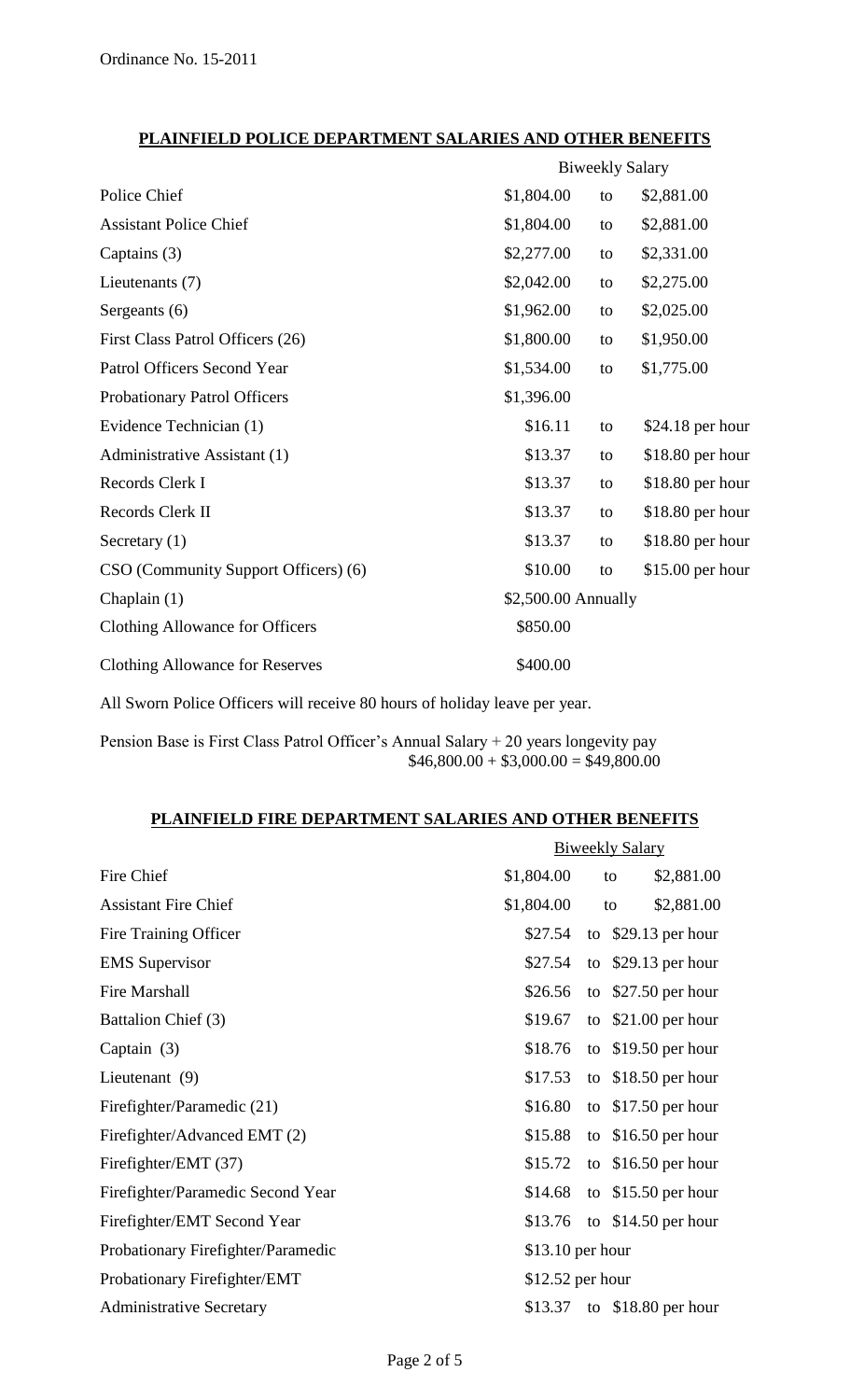Ordinance No. 15-2011

## PLAINFIELD POLICE DEPARTMENT SALARIES AND OTHER BENEFITS

| | Biweekly Salary | | |
|---|---|---|---|
| Police Chief | $1,804.00 | to | $2,881.00 |
| Assistant Police Chief | $1,804.00 | to | $2,881.00 |
| Captains (3) | $2,277.00 | to | $2,331.00 |
| Lieutenants (7) | $2,042.00 | to | $2,275.00 |
| Sergeants (6) | $1,962.00 | to | $2,025.00 |
| First Class Patrol Officers (26) | $1,800.00 | to | $1,950.00 |
| Patrol Officers Second Year | $1,534.00 | to | $1,775.00 |
| Probationary Patrol Officers | $1,396.00 | | |
| Evidence Technician (1) | $16.11 | to | $24.18 per hour |
| Administrative Assistant (1) | $13.37 | to | $18.80 per hour |
| Records Clerk I | $13.37 | to | $18.80 per hour |
| Records Clerk II | $13.37 | to | $18.80 per hour |
| Secretary (1) | $13.37 | to | $18.80 per hour |
| CSO (Community Support Officers) (6) | $10.00 | to | $15.00 per hour |
| Chaplain (1) | $2,500.00 Annually | | |
| Clothing Allowance for Officers | $850.00 | | |
| Clothing Allowance for Reserves | $400.00 | | |

All Sworn Police Officers will receive 80 hours of holiday leave per year.

Pension Base is First Class Patrol Officer's Annual Salary + 20 years longevity pay
$46,800.00 + $3,000.00 = $49,800.00

## PLAINFIELD FIRE DEPARTMENT SALARIES AND OTHER BENEFITS

| | Biweekly Salary | | |
|---|---|---|---|
| Fire Chief | $1,804.00 | to | $2,881.00 |
| Assistant Fire Chief | $1,804.00 | to | $2,881.00 |
| Fire Training Officer | $27.54 | to | $29.13 per hour |
| EMS Supervisor | $27.54 | to | $29.13 per hour |
| Fire Marshall | $26.56 | to | $27.50 per hour |
| Battalion Chief (3) | $19.67 | to | $21.00 per hour |
| Captain (3) | $18.76 | to | $19.50 per hour |
| Lieutenant (9) | $17.53 | to | $18.50 per hour |
| Firefighter/Paramedic (21) | $16.80 | to | $17.50 per hour |
| Firefighter/Advanced EMT (2) | $15.88 | to | $16.50 per hour |
| Firefighter/EMT (37) | $15.72 | to | $16.50 per hour |
| Firefighter/Paramedic Second Year | $14.68 | to | $15.50 per hour |
| Firefighter/EMT Second Year | $13.76 | to | $14.50 per hour |
| Probationary Firefighter/Paramedic | $13.10 per hour | | |
| Probationary Firefighter/EMT | $12.52 per hour | | |
| Administrative Secretary | $13.37 | to | $18.80 per hour |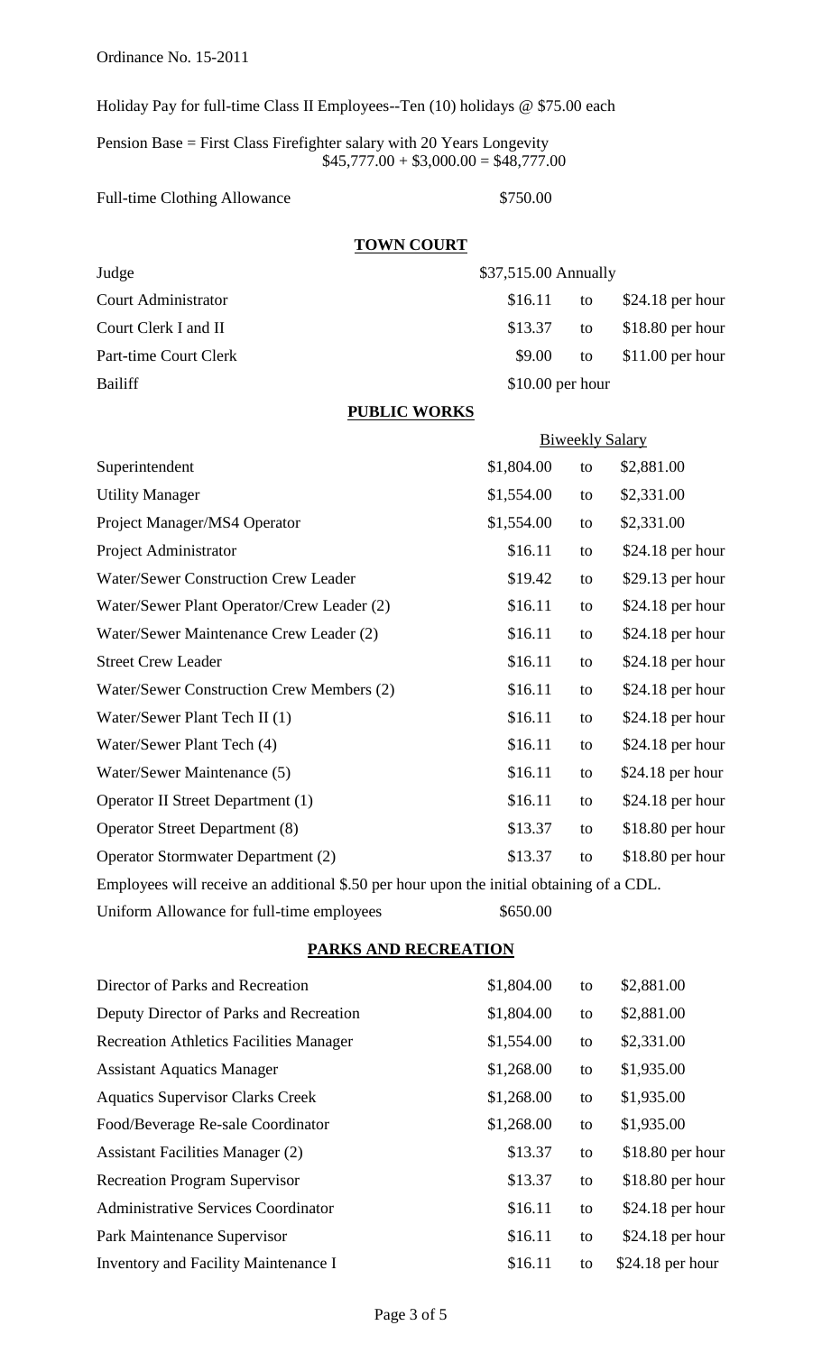Ordinance No. 15-2011

Holiday Pay for full-time Class II Employees--Ten (10) holidays @ $75.00 each

Pension Base = First Class Firefighter salary with 20 Years Longevity
$45,777.00 + $3,000.00 = $48,777.00

Full-time Clothing Allowance $750.00

## TOWN COURT

| | | | |
|---|---|---|---|
| Judge | $37,515.00 Annually | | |
| Court Administrator | $16.11 | to | $24.18 per hour |
| Court Clerk I and II | $13.37 | to | $18.80 per hour |
| Part-time Court Clerk | $9.00 | to | $11.00 per hour |
| Bailiff | $10.00 per hour | | |

## PUBLIC WORKS

| | Biweekly Salary | | |
|---|---|---|---|
| Superintendent | $1,804.00 | to | $2,881.00 |
| Utility Manager | $1,554.00 | to | $2,331.00 |
| Project Manager/MS4 Operator | $1,554.00 | to | $2,331.00 |
| Project Administrator | $16.11 | to | $24.18 per hour |
| Water/Sewer Construction Crew Leader | $19.42 | to | $29.13 per hour |
| Water/Sewer Plant Operator/Crew Leader (2) | $16.11 | to | $24.18 per hour |
| Water/Sewer Maintenance Crew Leader (2) | $16.11 | to | $24.18 per hour |
| Street Crew Leader | $16.11 | to | $24.18 per hour |
| Water/Sewer Construction Crew Members (2) | $16.11 | to | $24.18 per hour |
| Water/Sewer Plant Tech II (1) | $16.11 | to | $24.18 per hour |
| Water/Sewer Plant Tech (4) | $16.11 | to | $24.18 per hour |
| Water/Sewer Maintenance (5) | $16.11 | to | $24.18 per hour |
| Operator II Street Department (1) | $16.11 | to | $24.18 per hour |
| Operator Street Department (8) | $13.37 | to | $18.80 per hour |
| Operator Stormwater Department (2) | $13.37 | to | $18.80 per hour |

Employees will receive an additional $.50 per hour upon the initial obtaining of a CDL.

Uniform Allowance for full-time employees $650.00

## PARKS AND RECREATION

| | | | |
|---|---|---|---|
| Director of Parks and Recreation | $1,804.00 | to | $2,881.00 |
| Deputy Director of Parks and Recreation | $1,804.00 | to | $2,881.00 |
| Recreation Athletics Facilities Manager | $1,554.00 | to | $2,331.00 |
| Assistant Aquatics Manager | $1,268.00 | to | $1,935.00 |
| Aquatics Supervisor Clarks Creek | $1,268.00 | to | $1,935.00 |
| Food/Beverage Re-sale Coordinator | $1,268.00 | to | $1,935.00 |
| Assistant Facilities Manager (2) | $13.37 | to | $18.80 per hour |
| Recreation Program Supervisor | $13.37 | to | $18.80 per hour |
| Administrative Services Coordinator | $16.11 | to | $24.18 per hour |
| Park Maintenance Supervisor | $16.11 | to | $24.18 per hour |
| Inventory and Facility Maintenance I | $16.11 | to | $24.18 per hour |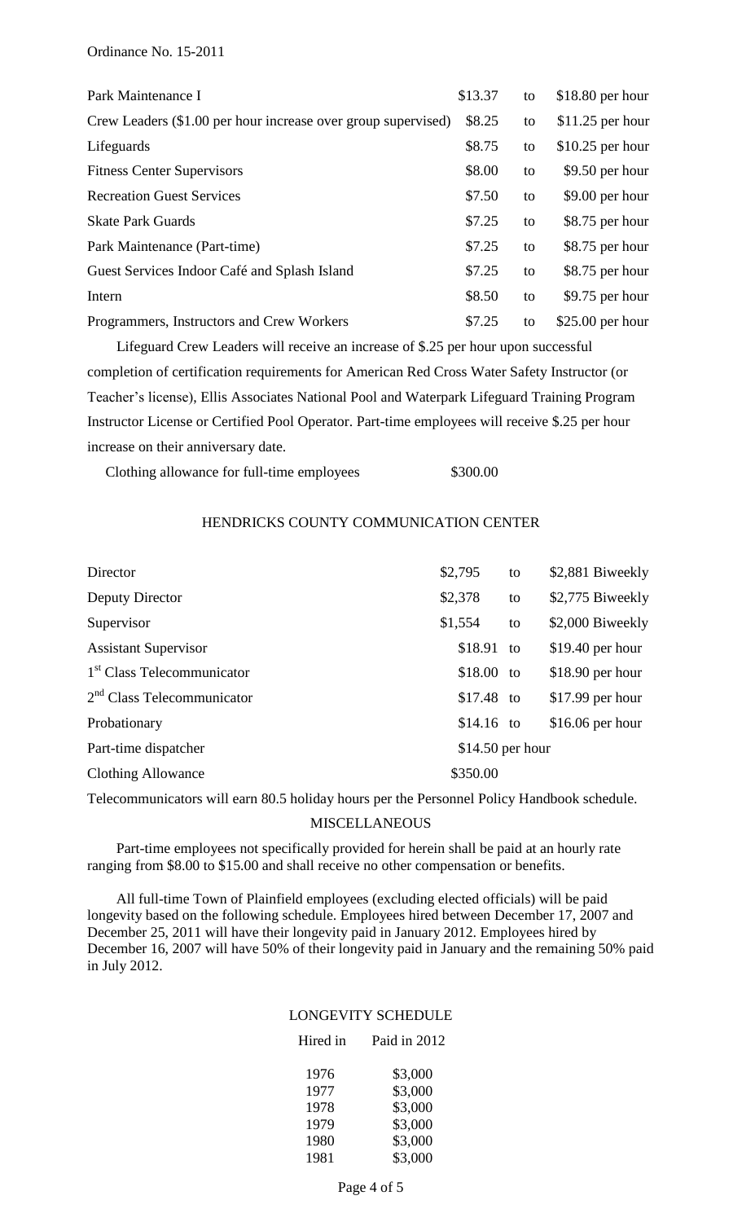| | | | |
|---|---|---|---|
| Park Maintenance I | $13.37 | to | $18.80 per hour |
| Crew Leaders ($1.00 per hour increase over group supervised) | $8.25 | to | $11.25 per hour |
| Lifeguards | $8.75 | to | $10.25 per hour |
| Fitness Center Supervisors | $8.00 | to | $9.50 per hour |
| Recreation Guest Services | $7.50 | to | $9.00 per hour |
| Skate Park Guards | $7.25 | to | $8.75 per hour |
| Park Maintenance (Part-time) | $7.25 | to | $8.75 per hour |
| Guest Services Indoor Café and Splash Island | $7.25 | to | $8.75 per hour |
| Intern | $8.50 | to | $9.75 per hour |
| Programmers, Instructors and Crew Workers | $7.25 | to | $25.00 per hour |

Lifeguard Crew Leaders will receive an increase of $.25 per hour upon successful completion of certification requirements for American Red Cross Water Safety Instructor (or Teacher's license), Ellis Associates National Pool and Waterpark Lifeguard Training Program Instructor License or Certified Pool Operator. Part-time employees will receive $.25 per hour increase on their anniversary date.

Clothing allowance for full-time employees $300.00

## HENDRICKS COUNTY COMMUNICATION CENTER

| | | | |
|---|---|---|---|
| Director | $2,795 | to | $2,881 Biweekly |
| Deputy Director | $2,378 | to | $2,775 Biweekly |
| Supervisor | $1,554 | to | $2,000 Biweekly |
| Assistant Supervisor | $18.91 | to | $19.40 per hour |
| 1st Class Telecommunicator | $18.00 | to | $18.90 per hour |
| 2nd Class Telecommunicator | $17.48 | to | $17.99 per hour |
| Probationary | $14.16 | to | $16.06 per hour |
| Part-time dispatcher | $14.50 per hour | | |
| Clothing Allowance | $350.00 | | |

Telecommunicators will earn 80.5 holiday hours per the Personnel Policy Handbook schedule.

## MISCELLANEOUS

Part-time employees not specifically provided for herein shall be paid at an hourly rate ranging from $8.00 to $15.00 and shall receive no other compensation or benefits.

All full-time Town of Plainfield employees (excluding elected officials) will be paid longevity based on the following schedule. Employees hired between December 17, 2007 and December 25, 2011 will have their longevity paid in January 2012. Employees hired by December 16, 2007 will have 50% of their longevity paid in January and the remaining 50% paid in July 2012.

### LONGEVITY SCHEDULE

| Hired in | Paid in 2012 |
|---|---|
| 1976 | $3,000 |
| 1977 | $3,000 |
| 1978 | $3,000 |
| 1979 | $3,000 |
| 1980 | $3,000 |
| 1981 | $3,000 |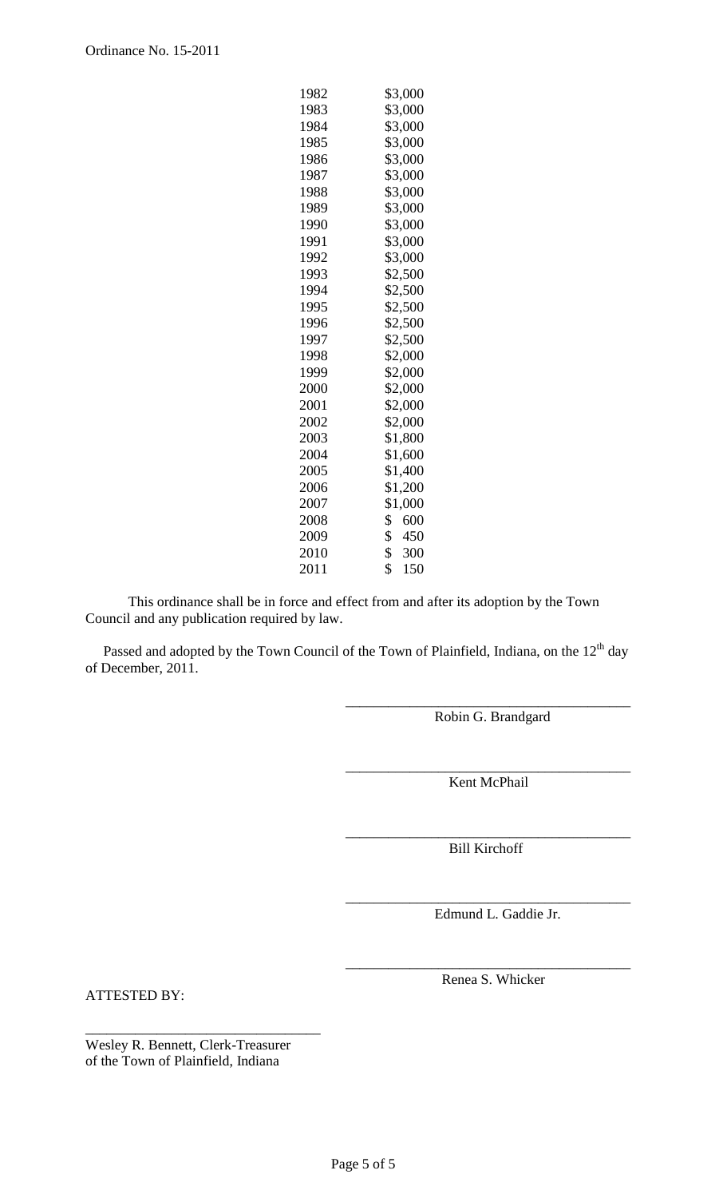| | |
|---|---|
| 1982 | \$3,000 |
| 1983 | \$3,000 |
| 1984 | \$3,000 |
| 1985 | \$3,000 |
| 1986 | \$3,000 |
| 1987 | \$3,000 |
| 1988 | \$3,000 |
| 1989 | \$3,000 |
| 1990 | \$3,000 |
| 1991 | \$3,000 |
| 1992 | \$3,000 |
| 1993 | \$2,500 |
| 1994 | \$2,500 |
| 1995 | \$2,500 |
| 1996 | \$2,500 |
| 1997 | \$2,500 |
| 1998 | \$2,000 |
| 1999 | \$2,000 |
| 2000 | \$2,000 |
| 2001 | \$2,000 |
| 2002 | \$2,000 |
| 2003 | \$1,800 |
| 2004 | \$1,600 |
| 2005 | \$1,400 |
| 2006 | \$1,200 |
| 2007 | \$1,000 |
| 2008 | \$ 600 |
| 2009 | \$ 450 |
| 2010 | \$ 300 |
| 2011 | \$ 150 |

This ordinance shall be in force and effect from and after its adoption by the Town Council and any publication required by law.

Passed and adopted by the Town Council of the Town of Plainfield, Indiana, on the 12th day of December, 2011.

\_\_\_\_\_\_\_\_\_\_\_\_\_\_\_\_\_\_\_\_\_\_\_\_\_\_\_\_\_\_\_\_\_\_\_\_\_\_\_\_
Robin G. Brandgard

\_\_\_\_\_\_\_\_\_\_\_\_\_\_\_\_\_\_\_\_\_\_\_\_\_\_\_\_\_\_\_\_\_\_\_\_\_\_\_\_
Kent McPhail

\_\_\_\_\_\_\_\_\_\_\_\_\_\_\_\_\_\_\_\_\_\_\_\_\_\_\_\_\_\_\_\_\_\_\_\_\_\_\_\_
Bill Kirchoff

\_\_\_\_\_\_\_\_\_\_\_\_\_\_\_\_\_\_\_\_\_\_\_\_\_\_\_\_\_\_\_\_\_\_\_\_\_\_\_\_
Edmund L. Gaddie Jr.

\_\_\_\_\_\_\_\_\_\_\_\_\_\_\_\_\_\_\_\_\_\_\_\_\_\_\_\_\_\_\_\_\_\_\_\_\_\_\_\_
Renea S. Whicker

ATTESTED BY:

\_\_\_\_\_\_\_\_\_\_\_\_\_\_\_\_\_\_\_\_\_\_\_\_\_\_\_\_\_\_\_\_\_\_
Wesley R. Bennett, Clerk-Treasurer
of the Town of Plainfield, Indiana